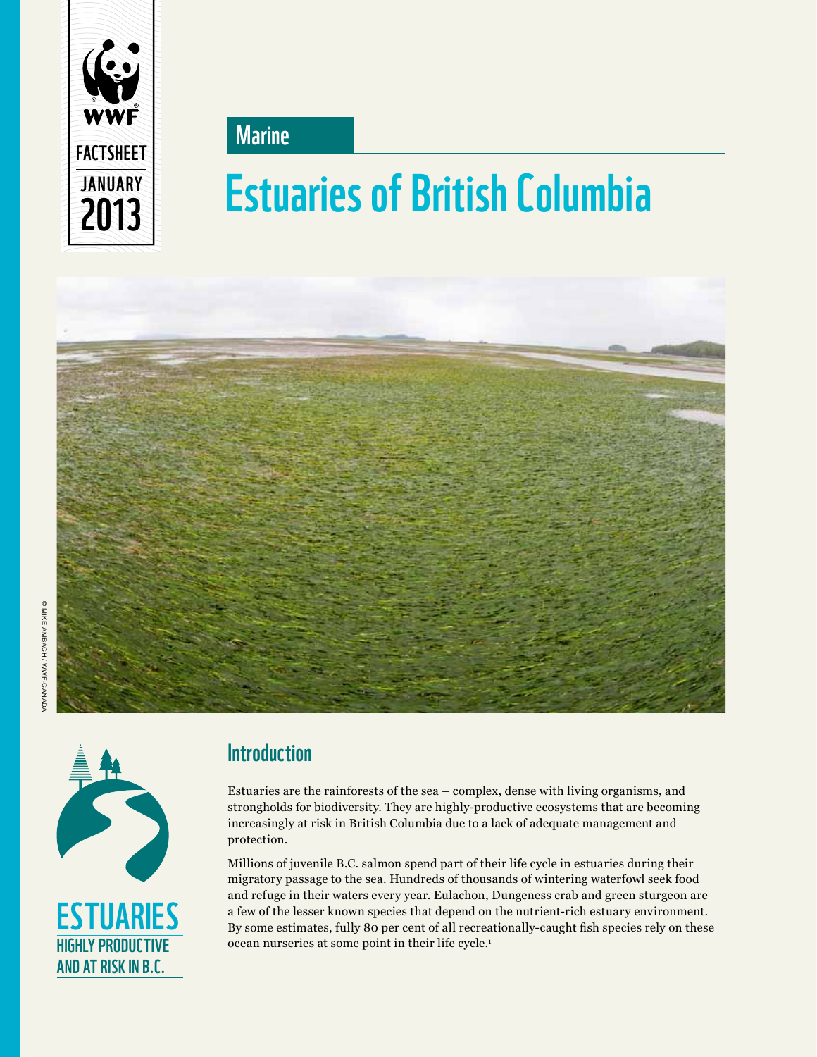WWF

FACTSHEET

JANUARY

2013

**Marine**

# Estuaries of British Columbia

© MIKE AMBACH / WWF-CANADA

**ESTUARIES**
**HIGHLY PRODUCTIVE AND AT RISK IN B.C.**

## Introduction

Estuaries are the rainforests of the sea – complex, dense with living organisms, and strongholds for biodiversity. They are highly-productive ecosystems that are becoming increasingly at risk in British Columbia due to a lack of adequate management and protection.

Millions of juvenile B.C. salmon spend part of their life cycle in estuaries during their migratory passage to the sea. Hundreds of thousands of wintering waterfowl seek food and refuge in their waters every year. Eulachon, Dungeness crab and green sturgeon are a few of the lesser known species that depend on the nutrient-rich estuary environment. By some estimates, fully 80 per cent of all recreationally-caught fish species rely on these ocean nurseries at some point in their life cycle.[1]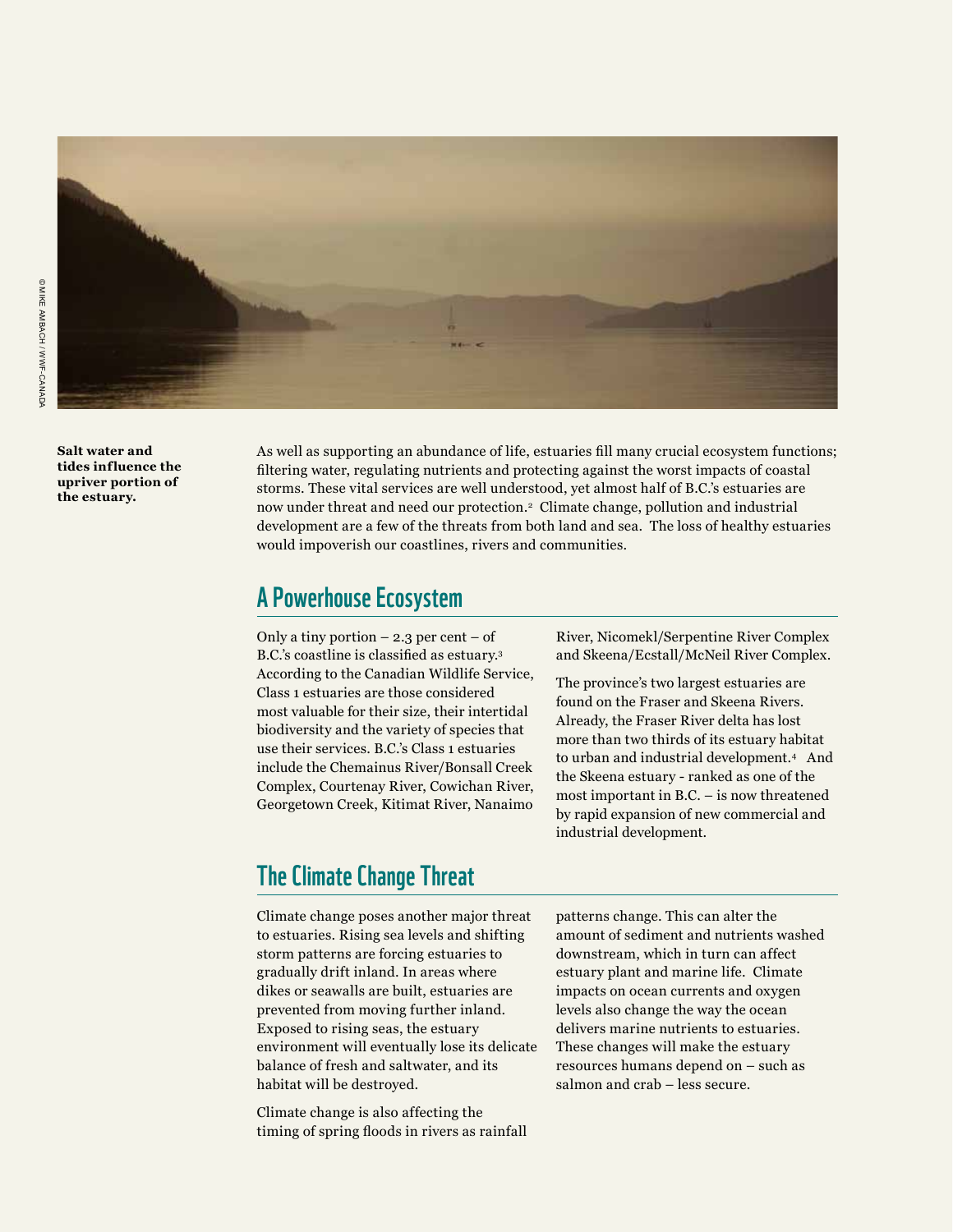© MIKE AMBACH / WWF-CANADA

**Salt water and tides influence the upriver portion of the estuary.**

As well as supporting an abundance of life, estuaries fill many crucial ecosystem functions; filtering water, regulating nutrients and protecting against the worst impacts of coastal storms. These vital services are well understood, yet almost half of B.C.'s estuaries are now under threat and need our protection.[2] Climate change, pollution and industrial development are a few of the threats from both land and sea. The loss of healthy estuaries would impoverish our coastlines, rivers and communities.

## A Powerhouse Ecosystem

Only a tiny portion – 2.3 per cent – of B.C.'s coastline is classified as estuary.[3] According to the Canadian Wildlife Service, Class 1 estuaries are those considered most valuable for their size, their intertidal biodiversity and the variety of species that use their services. B.C.'s Class 1 estuaries include the Chemainus River/Bonsall Creek Complex, Courtenay River, Cowichan River, Georgetown Creek, Kitimat River, Nanaimo River, Nicomekl/Serpentine River Complex and Skeena/Ecstall/McNeil River Complex.

The province's two largest estuaries are found on the Fraser and Skeena Rivers. Already, the Fraser River delta has lost more than two thirds of its estuary habitat to urban and industrial development.[4] And the Skeena estuary - ranked as one of the most important in B.C. – is now threatened by rapid expansion of new commercial and industrial development.

## The Climate Change Threat

Climate change poses another major threat to estuaries. Rising sea levels and shifting storm patterns are forcing estuaries to gradually drift inland. In areas where dikes or seawalls are built, estuaries are prevented from moving further inland. Exposed to rising seas, the estuary environment will eventually lose its delicate balance of fresh and saltwater, and its habitat will be destroyed.

Climate change is also affecting the timing of spring floods in rivers as rainfall patterns change. This can alter the amount of sediment and nutrients washed downstream, which in turn can affect estuary plant and marine life. Climate impacts on ocean currents and oxygen levels also change the way the ocean delivers marine nutrients to estuaries. These changes will make the estuary resources humans depend on – such as salmon and crab – less secure.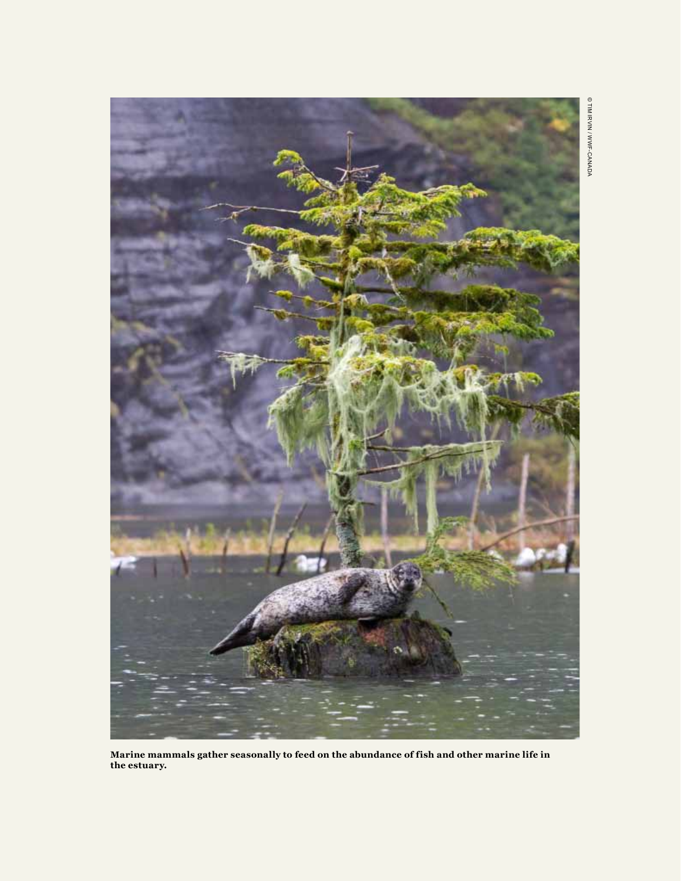© TIM IRVIN / WWF-CANADA

**Marine mammals gather seasonally to feed on the abundance of fish and other marine life in the estuary.**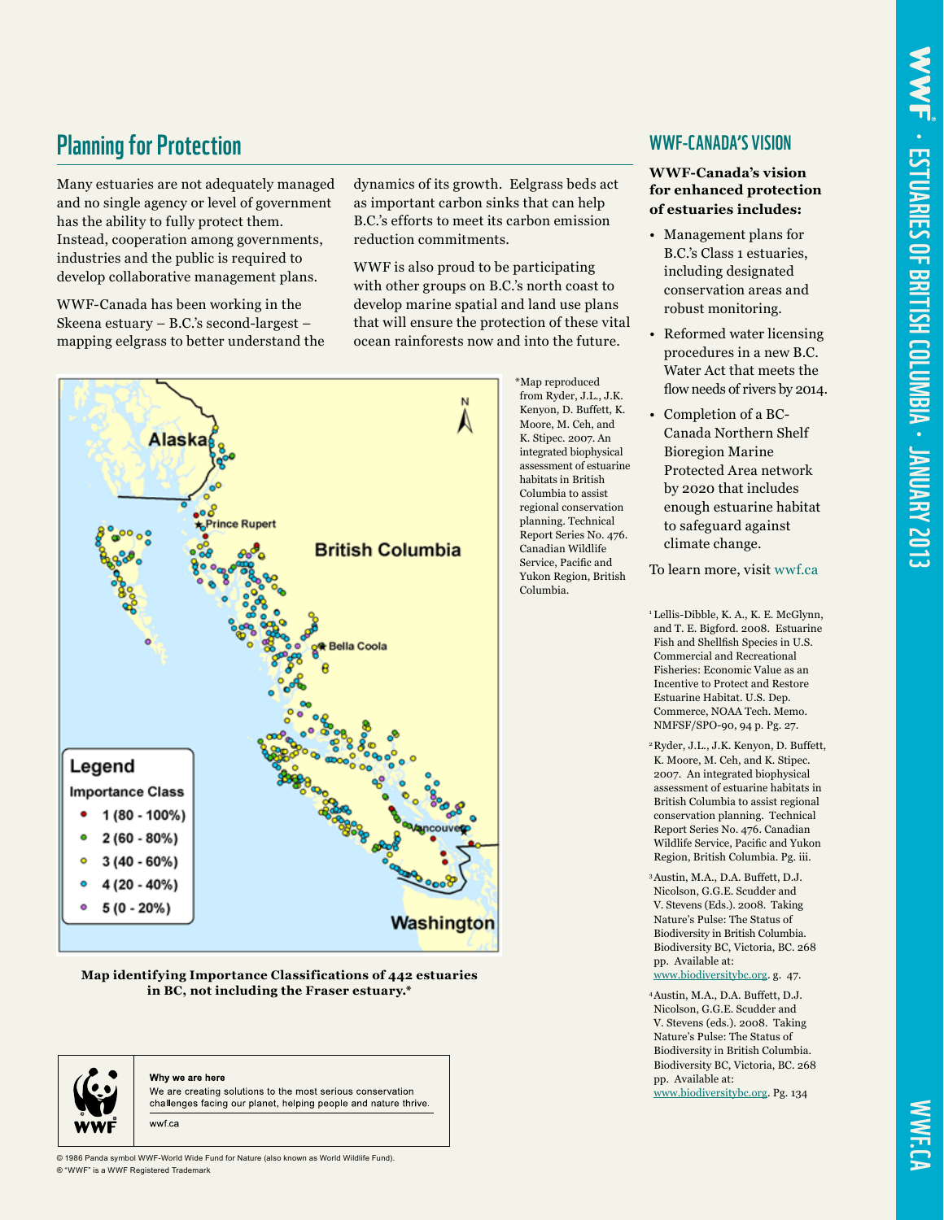## Planning for Protection

Many estuaries are not adequately managed and no single agency or level of government has the ability to fully protect them. Instead, cooperation among governments, industries and the public is required to develop collaborative management plans.

WWF-Canada has been working in the Skeena estuary – B.C.'s second-largest – mapping eelgrass to better understand the dynamics of its growth. Eelgrass beds act as important carbon sinks that can help B.C.'s efforts to meet its carbon emission reduction commitments.

WWF is also proud to be participating with other groups on B.C.'s north coast to develop marine spatial and land use plans that will ensure the protection of these vital ocean rainforests now and into the future.

Alaska

Prince Rupert

British Columbia

Bella Coola

Vancouver

Washington

N

Legend

Importance Class

1 (80 - 100%)

2 (60 - 80%)

3 (40 - 60%)

4 (20 - 40%)

5 (0 - 20%)

**Map identifying Importance Classifications of 442 estuaries in BC, not including the Fraser estuary.***

*Map reproduced from Ryder, J.L., J.K. Kenyon, D. Buffett, K. Moore, M. Ceh, and K. Stipec. 2007. An integrated biophysical assessment of estuarine habitats in British Columbia to assist regional conservation planning. Technical Report Series No. 476. Canadian Wildlife Service, Pacific and Yukon Region, British Columbia.

## WWF-CANADA'S VISION

**WWF-Canada's vision for enhanced protection of estuaries includes:**

- Management plans for B.C.'s Class 1 estuaries, including designated conservation areas and robust monitoring.
- Reformed water licensing procedures in a new B.C. Water Act that meets the flow needs of rivers by 2014.
- Completion of a BC-Canada Northern Shelf Bioregion Marine Protected Area network by 2020 that includes enough estuarine habitat to safeguard against climate change.

To learn more, visit wwf.ca

[1] Lellis-Dibble, K. A., K. E. McGlynn, and T. E. Bigford. 2008. Estuarine Fish and Shellfish Species in U.S. Commercial and Recreational Fisheries: Economic Value as an Incentive to Protect and Restore Estuarine Habitat. U.S. Dep. Commerce, NOAA Tech. Memo. NMFSF/SPO-90, 94 p. Pg. 27.

[2] Ryder, J.L., J.K. Kenyon, D. Buffett, K. Moore, M. Ceh, and K. Stipec. 2007. An integrated biophysical assessment of estuarine habitats in British Columbia to assist regional conservation planning. Technical Report Series No. 476. Canadian Wildlife Service, Pacific and Yukon Region, British Columbia. Pg. iii.

[3] Austin, M.A., D.A. Buffett, D.J. Nicolson, G.G.E. Scudder and V. Stevens (Eds.). 2008. Taking Nature's Pulse: The Status of Biodiversity in British Columbia. Biodiversity BC, Victoria, BC. 268 pp. Available at: www.biodiversitybc.org. g. 47.

[4] Austin, M.A., D.A. Buffett, D.J. Nicolson, G.G.E. Scudder and V. Stevens (eds.). 2008. Taking Nature's Pulse: The Status of Biodiversity in British Columbia. Biodiversity BC, Victoria, BC. 268 pp. Available at: www.biodiversitybc.org. Pg. 134

**Why we are here**

We are creating solutions to the most serious conservation challenges facing our planet, helping people and nature thrive.

wwf.ca

© 1986 Panda symbol WWF-World Wide Fund for Nature (also known as World Wildlife Fund).
® "WWF" is a WWF Registered Trademark